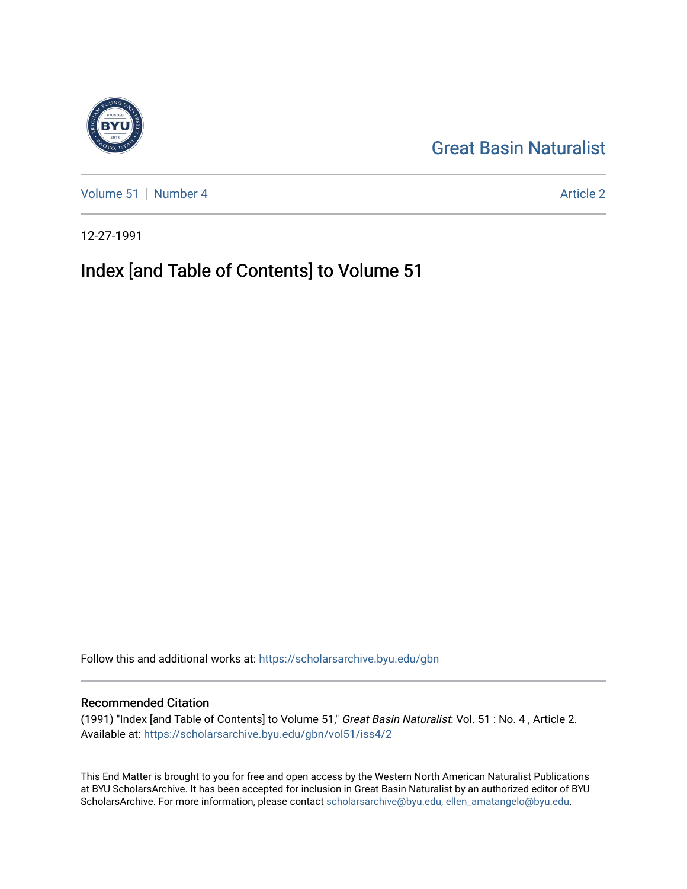Great Basin Naturalist

Volume 51 | Number 4 | Article 2

12-27-1991

# Index [and Table of Contents] to Volume 51

Follow this and additional works at: https://scholarsarchive.byu.edu/gbn

## Recommended Citation

(1991) "Index [and Table of Contents] to Volume 51," *Great Basin Naturalist*: Vol. 51 : No. 4 , Article 2.
Available at: https://scholarsarchive.byu.edu/gbn/vol51/iss4/2

This End Matter is brought to you for free and open access by the Western North American Naturalist Publications at BYU ScholarsArchive. It has been accepted for inclusion in Great Basin Naturalist by an authorized editor of BYU ScholarsArchive. For more information, please contact scholarsarchive@byu.edu, ellen_amatangelo@byu.edu.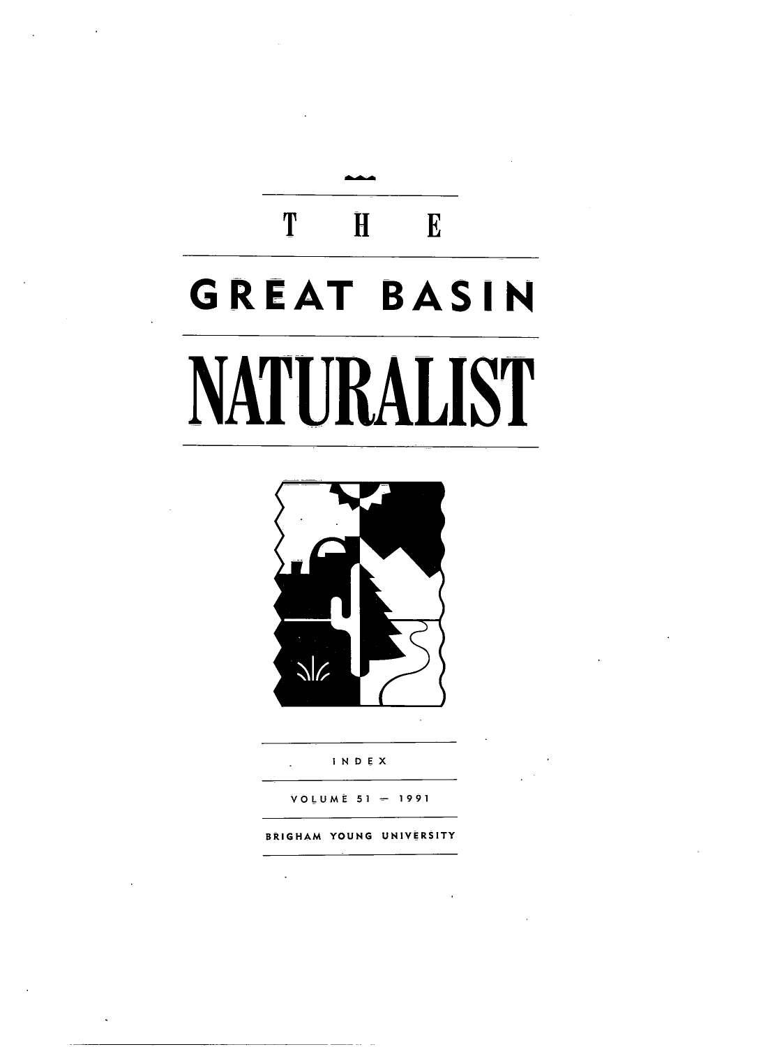# THE

# GREAT BASIN

# NATURALIST

INDEX

VOLUME 51 — 1991

BRIGHAM YOUNG UNIVERSITY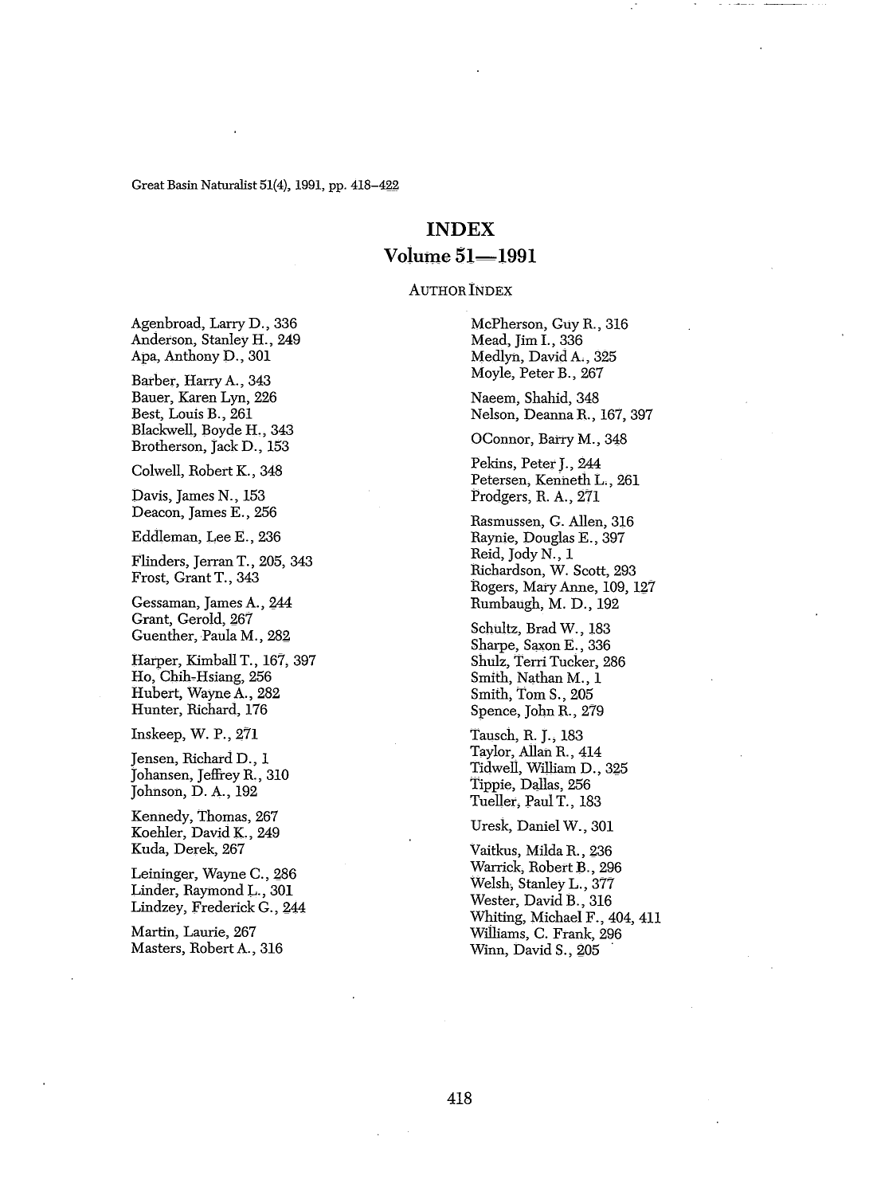# INDEX

## Volume 51—1991

### AUTHOR INDEX

Agenbroad, Larry D., 336
Anderson, Stanley H., 249
Apa, Anthony D., 301

Barber, Harry A., 343
Bauer, Karen Lyn, 226
Best, Louis B., 261
Blackwell, Boyde H., 343
Brotherson, Jack D., 153

Colwell, Robert K., 348

Davis, James N., 153
Deacon, James E., 256

Eddleman, Lee E., 236

Flinders, Jerran T., 205, 343
Frost, Grant T., 343

Gessaman, James A., 244
Grant, Gerold, 267
Guenther, Paula M., 282

Harper, Kimball T., 167, 397
Ho, Chih-Hsiang, 256
Hubert, Wayne A., 282
Hunter, Richard, 176

Inskeep, W. P., 271

Jensen, Richard D., 1
Johansen, Jeffrey R., 310
Johnson, D. A., 192

Kennedy, Thomas, 267
Koehler, David K., 249
Kuda, Derek, 267

Leininger, Wayne C., 286
Linder, Raymond L., 301
Lindzey, Frederick G., 244

Martin, Laurie, 267
Masters, Robert A., 316

McPherson, Guy R., 316
Mead, Jim I., 336
Medlyn, David A., 325
Moyle, Peter B., 267

Naeem, Shahid, 348
Nelson, Deanna R., 167, 397

OConnor, Barry M., 348

Pekins, Peter J., 244
Petersen, Kenneth L., 261
Prodgers, R. A., 271

Rasmussen, G. Allen, 316
Raynie, Douglas E., 397
Reid, Jody N., 1
Richardson, W. Scott, 293
Rogers, Mary Anne, 109, 127
Rumbaugh, M. D., 192

Schultz, Brad W., 183
Sharpe, Saxon E., 336
Shulz, Terri Tucker, 286
Smith, Nathan M., 1
Smith, Tom S., 205
Spence, John R., 279

Tausch, R. J., 183
Taylor, Allan R., 414
Tidwell, William D., 325
Tippie, Dallas, 256
Tueller, Paul T., 183

Uresk, Daniel W., 301

Vaitkus, Milda R., 236
Warrick, Robert B., 296
Welsh, Stanley L., 377
Wester, David B., 316
Whiting, Michael F., 404, 411
Williams, C. Frank, 296
Winn, David S., 205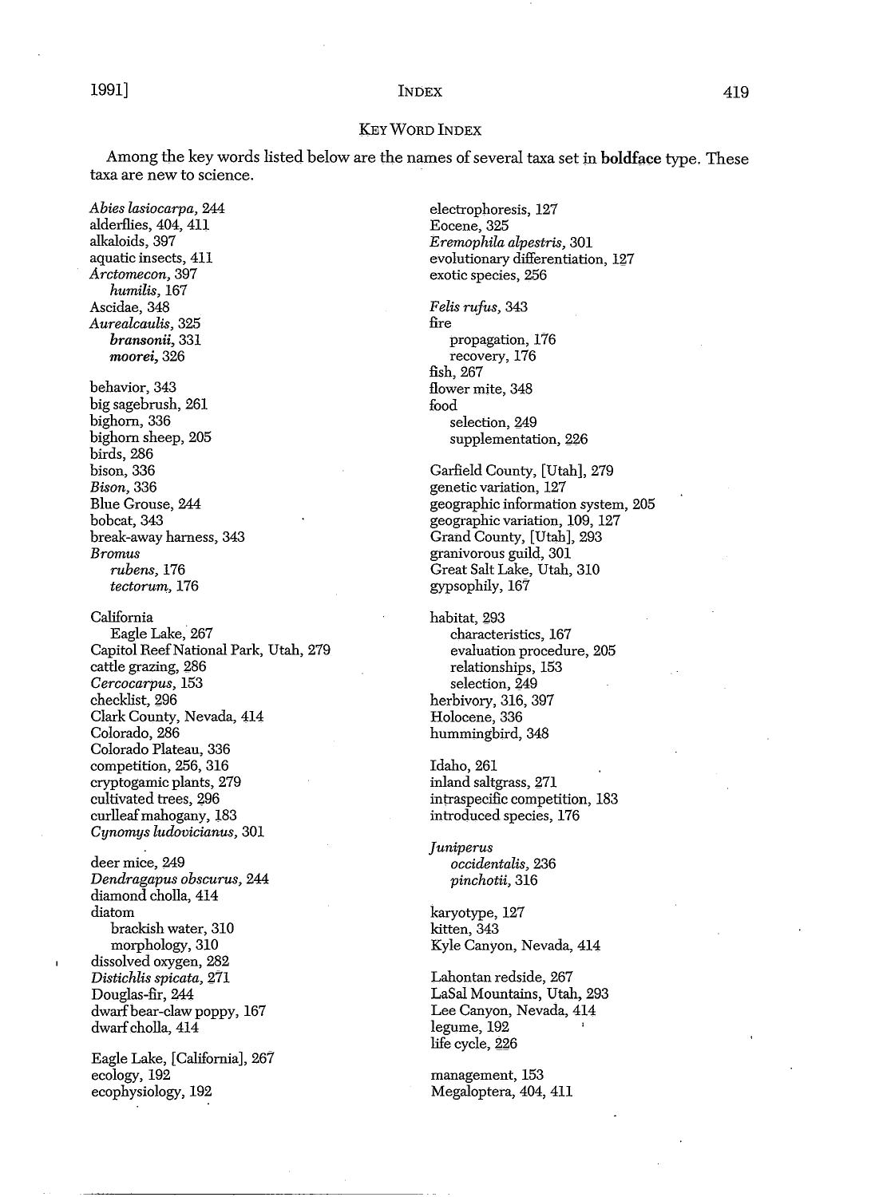## KEY WORD INDEX

Among the key words listed below are the names of several taxa set in **boldface** type. These taxa are new to science.

*Abies lasiocarpa*, 244
alderflies, 404, 411
alkaloids, 397
aquatic insects, 411
*Arctomecon*, 397
  *humilis*, 167
Ascidae, 348
*Aurealcaulis*, 325
  ***bransonii***, 331
  ***moorei***, 326

behavior, 343
big sagebrush, 261
bighorn, 336
bighorn sheep, 205
birds, 286
bison, 336
*Bison*, 336
Blue Grouse, 244
bobcat, 343
break-away harness, 343
*Bromus*
  *rubens*, 176
  *tectorum*, 176

California
  Eagle Lake, 267
Capitol Reef National Park, Utah, 279
cattle grazing, 286
*Cercocarpus*, 153
checklist, 296
Clark County, Nevada, 414
Colorado, 286
Colorado Plateau, 336
competition, 256, 316
cryptogamic plants, 279
cultivated trees, 296
curlleaf mahogany, 183
*Cynomys ludovicianus*, 301

deer mice, 249
*Dendragapus obscurus*, 244
diamond cholla, 414
diatom
  brackish water, 310
  morphology, 310
dissolved oxygen, 282
*Distichlis spicata*, 271
Douglas-fir, 244
dwarf bear-claw poppy, 167
dwarf cholla, 414

Eagle Lake, [California], 267
ecology, 192
ecophysiology, 192
electrophoresis, 127
Eocene, 325
*Eremophila alpestris*, 301
evolutionary differentiation, 127
exotic species, 256

*Felis rufus*, 343
fire
  propagation, 176
  recovery, 176
fish, 267
flower mite, 348
food
  selection, 249
  supplementation, 226

Garfield County, [Utah], 279
genetic variation, 127
geographic information system, 205
geographic variation, 109, 127
Grand County, [Utah], 293
granivorous guild, 301
Great Salt Lake, Utah, 310
gypsophily, 167

habitat, 293
  characteristics, 167
  evaluation procedure, 205
  relationships, 153
  selection, 249
herbivory, 316, 397
Holocene, 336
hummingbird, 348

Idaho, 261
inland saltgrass, 271
intraspecific competition, 183
introduced species, 176

*Juniperus*
  *occidentalis*, 236
  *pinchotii*, 316

karyotype, 127
kitten, 343
Kyle Canyon, Nevada, 414

Lahontan redside, 267
LaSal Mountains, Utah, 293
Lee Canyon, Nevada, 414
legume, 192
life cycle, 226

management, 153
Megaloptera, 404, 411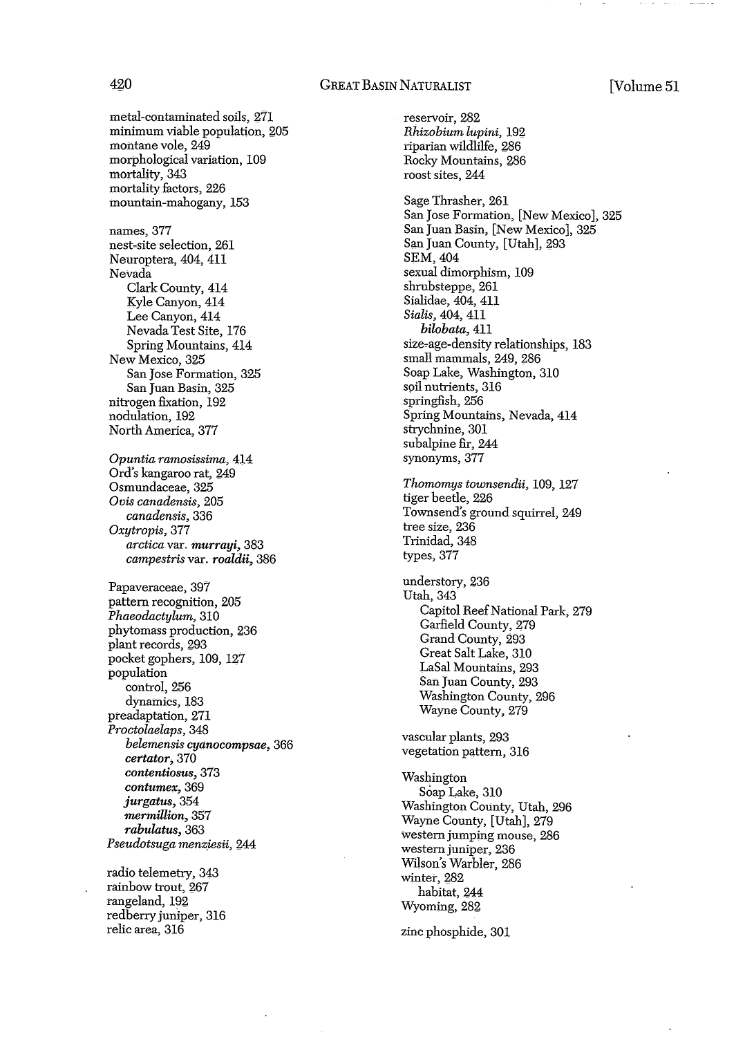metal-contaminated soils, 271
minimum viable population, 205
montane vole, 249
morphological variation, 109
mortality, 343
mortality factors, 226
mountain-mahogany, 153

names, 377
nest-site selection, 261
Neuroptera, 404, 411
Nevada
  Clark County, 414
  Kyle Canyon, 414
  Lee Canyon, 414
  Nevada Test Site, 176
  Spring Mountains, 414
New Mexico, 325
  San Jose Formation, 325
  San Juan Basin, 325
nitrogen fixation, 192
nodulation, 192
North America, 377

*Opuntia ramosissima*, 414
Ord's kangaroo rat, 249
Osmundaceae, 325
*Ovis canadensis*, 205
  *canadensis*, 336
*Oxytropis*, 377
  *arctica* var. *murrayi*, 383
  *campestris* var. *roaldii*, 386

Papaveraceae, 397
pattern recognition, 205
*Phaeodactylum*, 310
phytomass production, 236
plant records, 293
pocket gophers, 109, 127
population
  control, 256
  dynamics, 183
preadaptation, 271
*Proctolaelaps*, 348
  ***belemensis cyanocompsae***, 366
  ***certator***, 370
  ***contentiosus***, 373
  ***contumex***, 369
  ***jurgatus***, 354
  ***mermillion***, 357
  ***rabulatus***, 363
*Pseudotsuga menziesii*, 244

radio telemetry, 343
rainbow trout, 267
rangeland, 192
redberry juniper, 316
relic area, 316
reservoir, 282
*Rhizobium lupini*, 192
riparian wildlife, 286
Rocky Mountains, 286
roost sites, 244

Sage Thrasher, 261
San Jose Formation, [New Mexico], 325
San Juan Basin, [New Mexico], 325
San Juan County, [Utah], 293
SEM, 404
sexual dimorphism, 109
shrubsteppe, 261
Sialidae, 404, 411
*Sialis*, 404, 411
  ***bilobata***, 411
size-age-density relationships, 183
small mammals, 249, 286
Soap Lake, Washington, 310
soil nutrients, 316
springfish, 256
Spring Mountains, Nevada, 414
strychnine, 301
subalpine fir, 244
synonyms, 377

*Thomomys townsendii*, 109, 127
tiger beetle, 226
Townsend's ground squirrel, 249
tree size, 236
Trinidad, 348
types, 377

understory, 236
Utah, 343
  Capitol Reef National Park, 279
  Garfield County, 279
  Grand County, 293
  Great Salt Lake, 310
  LaSal Mountains, 293
  San Juan County, 293
  Washington County, 296
  Wayne County, 279

vascular plants, 293
vegetation pattern, 316

Washington
  Soap Lake, 310
Washington County, Utah, 296
Wayne County, [Utah], 279
western jumping mouse, 286
western juniper, 236
Wilson's Warbler, 286
winter, 282
  habitat, 244
Wyoming, 282

zinc phosphide, 301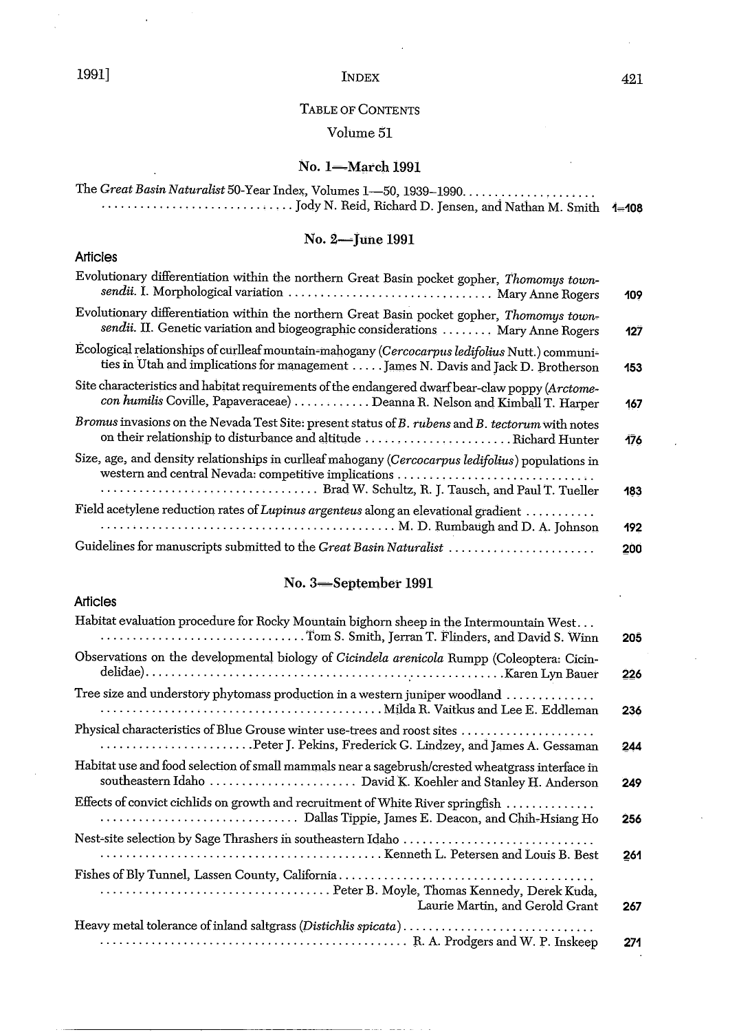# TABLE OF CONTENTS

## Volume 51

### No. 1—March 1991

The *Great Basin Naturalist* 50-Year Index, Volumes 1—50, 1939–1990. . . . . . . . . . . . . . . . . . . . Jody N. Reid, Richard D. Jensen, and Nathan M. Smith 1–108

### No. 2—June 1991

**Articles**

Evolutionary differentiation within the northern Great Basin pocket gopher, *Thomomys townsendii*. I. Morphological variation . . . . . . . . . . Mary Anne Rogers 109

Evolutionary differentiation within the northern Great Basin pocket gopher, *Thomomys townsendii*. II. Genetic variation and biogeographic considerations . . . . . . . . Mary Anne Rogers 127

Ecological relationships of curlleaf mountain-mahogany (*Cercocarpus ledifolius* Nutt.) communities in Utah and implications for management . . . . . James N. Davis and Jack D. Brotherson 153

Site characteristics and habitat requirements of the endangered dwarf bear-claw poppy (*Arctomecon humilis* Coville, Papaveraceae) . . . . . . . . . . . . Deanna R. Nelson and Kimball T. Harper 167

*Bromus* invasions on the Nevada Test Site: present status of *B. rubens* and *B. tectorum* with notes on their relationship to disturbance and altitude . . . . . . . . . . Richard Hunter 176

Size, age, and density relationships in curlleaf mahogany (*Cercocarpus ledifolius*) populations in western and central Nevada: competitive implications . . . . . . . . . . Brad W. Schultz, R. J. Tausch, and Paul T. Tueller 183

Field acetylene reduction rates of *Lupinus argenteus* along an elevational gradient . . . . . . . . . . M. D. Rumbaugh and D. A. Johnson 192

Guidelines for manuscripts submitted to the *Great Basin Naturalist* . . . . . . . . . . 200

### No. 3—September 1991

**Articles**

Habitat evaluation procedure for Rocky Mountain bighorn sheep in the Intermountain West . . . . . . . . . . Tom S. Smith, Jerran T. Flinders, and David S. Winn 205

Observations on the developmental biology of *Cicindela arenicola* Rumpp (Coleoptera: Cicindelidae) . . . . . . . . . . Karen Lyn Bauer 226

Tree size and understory phytomass production in a western juniper woodland . . . . . . . . . . Milda R. Vaitkus and Lee E. Eddleman 236

Physical characteristics of Blue Grouse winter use-trees and roost sites . . . . . . . . . . Peter J. Pekins, Frederick G. Lindzey, and James A. Gessaman 244

Habitat use and food selection of small mammals near a sagebrush/crested wheatgrass interface in southeastern Idaho . . . . . . . . . . David K. Koehler and Stanley H. Anderson 249

Effects of convict cichlids on growth and recruitment of White River springfish . . . . . . . . . . Dallas Tippie, James E. Deacon, and Chih-Hsiang Ho 256

Nest-site selection by Sage Thrashers in southeastern Idaho . . . . . . . . . . Kenneth L. Petersen and Louis B. Best 261

Fishes of Bly Tunnel, Lassen County, California . . . . . . . . . . Peter B. Moyle, Thomas Kennedy, Derek Kuda, Laurie Martin, and Gerold Grant 267

Heavy metal tolerance of inland saltgrass (*Distichlis spicata*) . . . . . . . . . . R. A. Prodgers and W. P. Inskeep 271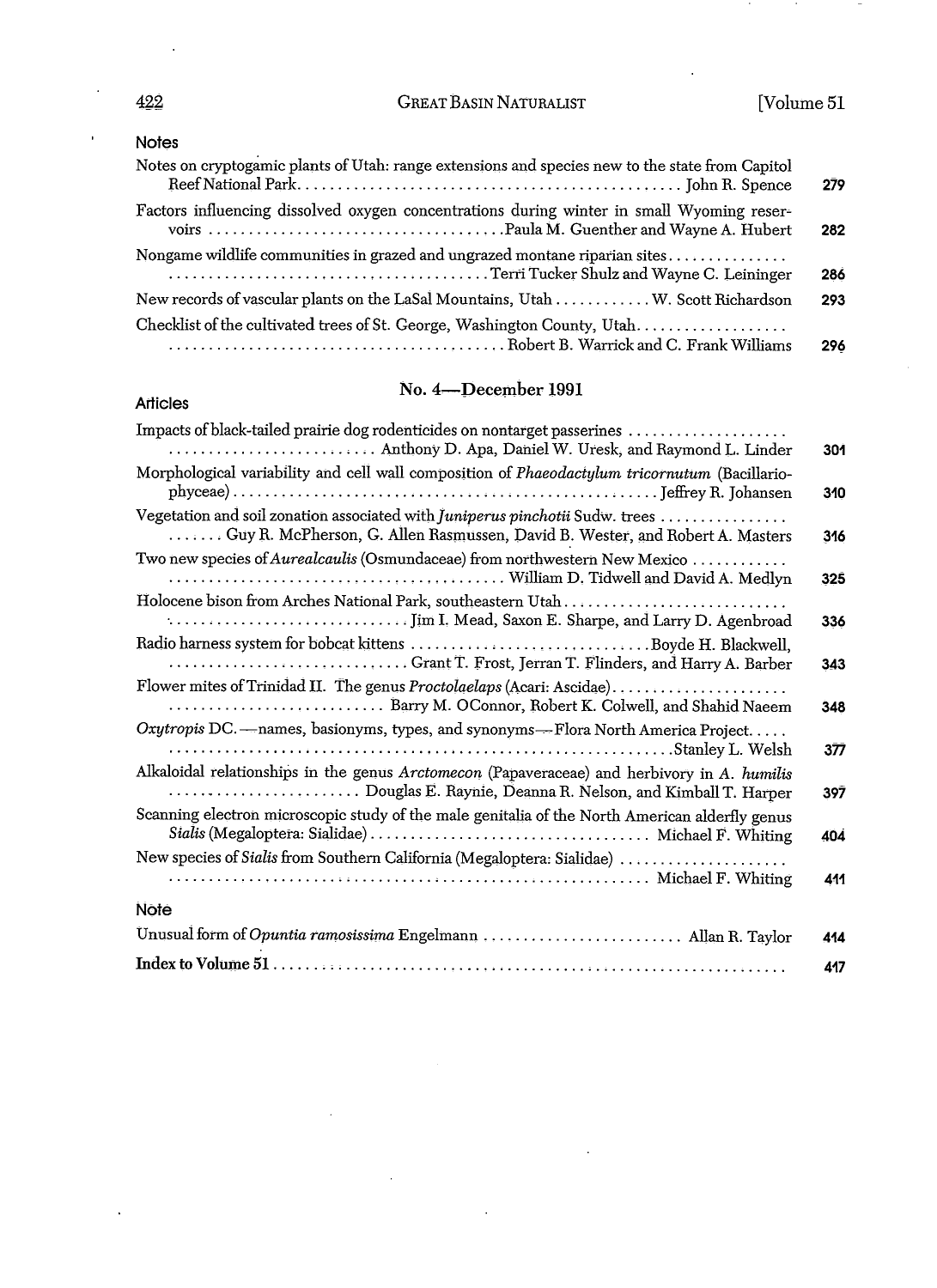## Notes

| | |
|---|---|
| Notes on cryptogamic plants of Utah: range extensions and species new to the state from Capitol Reef National Park . . . . . John R. Spence | 279 |
| Factors influencing dissolved oxygen concentrations during winter in small Wyoming reservoirs . . . . . Paula M. Guenther and Wayne A. Hubert | 282 |
| Nongame wildlife communities in grazed and ungrazed montane riparian sites . . . . . Terri Tucker Shulz and Wayne C. Leininger | 286 |
| New records of vascular plants on the LaSal Mountains, Utah . . . . . W. Scott Richardson | 293 |
| Checklist of the cultivated trees of St. George, Washington County, Utah . . . . . Robert B. Warrick and C. Frank Williams | 296 |

## No. 4—December 1991

### Articles

| | |
|---|---|
| Impacts of black-tailed prairie dog rodenticides on nontarget passerines . . . . . Anthony D. Apa, Daniel W. Uresk, and Raymond L. Linder | 301 |
| Morphological variability and cell wall composition of *Phaeodactylum tricornutum* (Bacillariophyceae) . . . . . Jeffrey R. Johansen | 310 |
| Vegetation and soil zonation associated with *Juniperus pinchotii* Sudw. trees . . . . . Guy R. McPherson, G. Allen Rasmussen, David B. Wester, and Robert A. Masters | 316 |
| Two new species of *Aurealcaulis* (Osmundaceae) from northwestern New Mexico . . . . . William D. Tidwell and David A. Medlyn | 325 |
| Holocene bison from Arches National Park, southeastern Utah . . . . . Jim I. Mead, Saxon E. Sharpe, and Larry D. Agenbroad | 336 |
| Radio harness system for bobcat kittens . . . . . Boyde H. Blackwell, Grant T. Frost, Jerran T. Flinders, and Harry A. Barber | 343 |
| Flower mites of Trinidad II. The genus *Proctolaelaps* (Acari: Ascidae) . . . . . Barry M. OConnor, Robert K. Colwell, and Shahid Naeem | 348 |
| *Oxytropis* DC.—names, basionyms, types, and synonyms—Flora North America Project . . . . . Stanley L. Welsh | 377 |
| Alkaloidal relationships in the genus *Arctomecon* (Papaveraceae) and herbivory in *A. humilis* . . . . . Douglas E. Raynie, Deanna R. Nelson, and Kimball T. Harper | 397 |
| Scanning electron microscopic study of the male genitalia of the North American alderfly genus *Sialis* (Megaloptera: Sialidae) . . . . . Michael F. Whiting | 404 |
| New species of *Sialis* from Southern California (Megaloptera: Sialidae) . . . . . Michael F. Whiting | 411 |

### Note

| | |
|---|---|
| Unusual form of *Opuntia ramosissima* Engelmann . . . . . Allan R. Taylor | 414 |
| **Index to Volume 51** . . . . . | 417 |